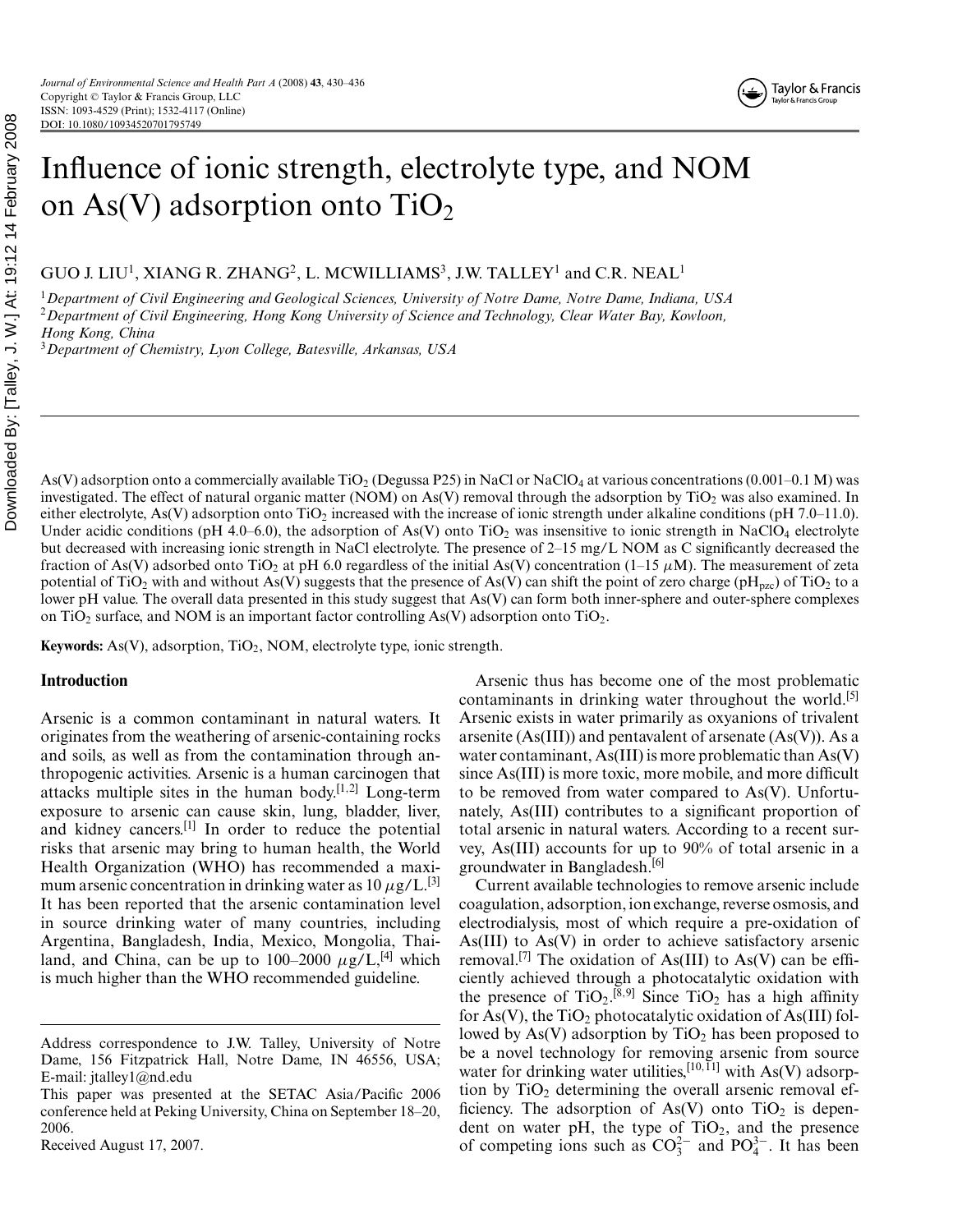# Influence of ionic strength, electrolyte type, and NOM on As(V) adsorption onto $TiO_2$

GUO J. LIU[1], XIANG R. ZHANG[2], L. MCWILLIAMS[3], J.W. TALLEY[1] and C.R. NEAL[1]

[1]*Department of Civil Engineering and Geological Sciences, University of Notre Dame, Notre Dame, Indiana, USA*
[2]*Department of Civil Engineering, Hong Kong University of Science and Technology, Clear Water Bay, Kowloon, Hong Kong, China*
[3]*Department of Chemistry, Lyon College, Batesville, Arkansas, USA*

As(V) adsorption onto a commercially available $TiO_2$ (Degussa P25) in NaCl or $NaClO_4$ at various concentrations (0.001–0.1 M) was investigated. The effect of natural organic matter (NOM) on As(V) removal through the adsorption by $TiO_2$ was also examined. In either electrolyte, As(V) adsorption onto $TiO_2$ increased with the increase of ionic strength under alkaline conditions (pH 7.0–11.0). Under acidic conditions (pH 4.0–6.0), the adsorption of As(V) onto $TiO_2$ was insensitive to ionic strength in $NaClO_4$ electrolyte but decreased with increasing ionic strength in NaCl electrolyte. The presence of 2–15 mg/L NOM as C significantly decreased the fraction of As(V) adsorbed onto $TiO_2$ at pH 6.0 regardless of the initial As(V) concentration (1–15 $\mu$M). The measurement of zeta potential of $TiO_2$ with and without As(V) suggests that the presence of As(V) can shift the point of zero charge ($pH_{pzc}$) of $TiO_2$ to a lower pH value. The overall data presented in this study suggest that As(V) can form both inner-sphere and outer-sphere complexes on $TiO_2$ surface, and NOM is an important factor controlling As(V) adsorption onto $TiO_2$.

**Keywords:** As(V), adsorption, $TiO_2$, NOM, electrolyte type, ionic strength.

## Introduction

Arsenic is a common contaminant in natural waters. It originates from the weathering of arsenic-containing rocks and soils, as well as from the contamination through anthropogenic activities. Arsenic is a human carcinogen that attacks multiple sites in the human body.[1,2] Long-term exposure to arsenic can cause skin, lung, bladder, liver, and kidney cancers.[1] In order to reduce the potential risks that arsenic may bring to human health, the World Health Organization (WHO) has recommended a maximum arsenic concentration in drinking water as 10 $\mu$g/L.[3] It has been reported that the arsenic contamination level in source drinking water of many countries, including Argentina, Bangladesh, India, Mexico, Mongolia, Thailand, and China, can be up to 100–2000 $\mu$g/L,[4] which is much higher than the WHO recommended guideline.

Arsenic thus has become one of the most problematic contaminants in drinking water throughout the world.[5] Arsenic exists in water primarily as oxyanions of trivalent arsenite (As(III)) and pentavalent of arsenate (As(V)). As a water contaminant, As(III) is more problematic than As(V) since As(III) is more toxic, more mobile, and more difficult to be removed from water compared to As(V). Unfortunately, As(III) contributes to a significant proportion of total arsenic in natural waters. According to a recent survey, As(III) accounts for up to 90% of total arsenic in a groundwater in Bangladesh.[6]

Current available technologies to remove arsenic include coagulation, adsorption, ion exchange, reverse osmosis, and electrodialysis, most of which require a pre-oxidation of As(III) to As(V) in order to achieve satisfactory arsenic removal.[7] The oxidation of As(III) to As(V) can be efficiently achieved through a photocatalytic oxidation with the presence of $TiO_2$.[8,9] Since $TiO_2$ has a high affinity for As(V), the $TiO_2$ photocatalytic oxidation of As(III) followed by As(V) adsorption by $TiO_2$ has been proposed to be a novel technology for removing arsenic from source water for drinking water utilities,[10,11] with As(V) adsorption by $TiO_2$ determining the overall arsenic removal efficiency. The adsorption of As(V) onto $TiO_2$ is dependent on water pH, the type of $TiO_2$, and the presence of competing ions such as $CO_3^{2-}$ and $PO_4^{3-}$. It has been

Address correspondence to J.W. Talley, University of Notre Dame, 156 Fitzpatrick Hall, Notre Dame, IN 46556, USA; E-mail: jtalley1@nd.edu

This paper was presented at the SETAC Asia/Pacific 2006 conference held at Peking University, China on September 18–20, 2006.

Received August 17, 2007.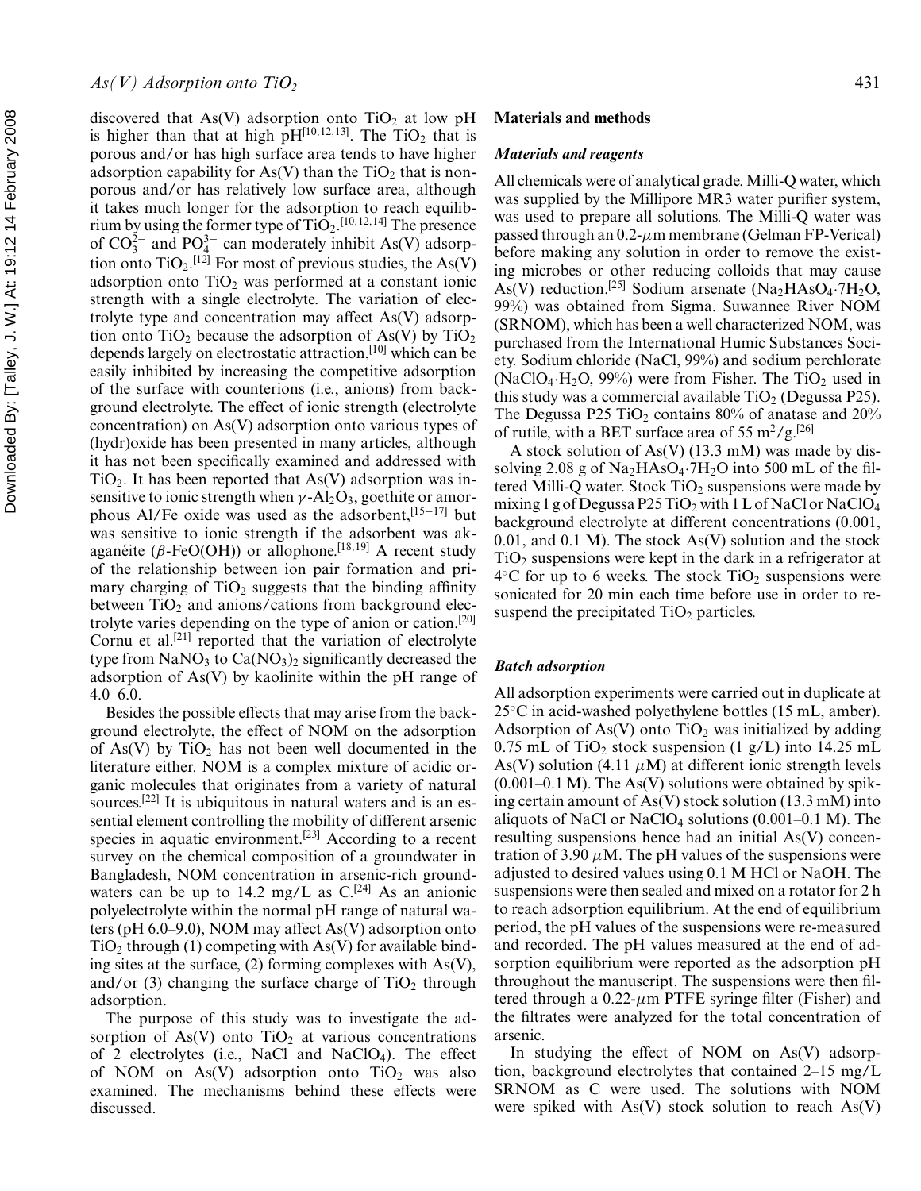discovered that As(V) adsorption onto $TiO_2$ at low pH is higher than that at high pH[10,12,13]. The $TiO_2$ that is porous and/or has high surface area tends to have higher adsorption capability for As(V) than the $TiO_2$ that is non-porous and/or has relatively low surface area, although it takes much longer for the adsorption to reach equilibrium by using the former type of $TiO_2$.[10,12,14] The presence of $CO_3^{2-}$ and $PO_4^{3-}$ can moderately inhibit As(V) adsorption onto $TiO_2$.[12] For most of previous studies, the As(V) adsorption onto $TiO_2$ was performed at a constant ionic strength with a single electrolyte. The variation of electrolyte type and concentration may affect As(V) adsorption onto $TiO_2$ because the adsorption of As(V) by $TiO_2$ depends largely on electrostatic attraction,[10] which can be easily inhibited by increasing the competitive adsorption of the surface with counterions (i.e., anions) from background electrolyte. The effect of ionic strength (electrolyte concentration) on As(V) adsorption onto various types of (hydr)oxide has been presented in many articles, although it has not been specifically examined and addressed with $TiO_2$. It has been reported that As(V) adsorption was insensitive to ionic strength when $\gamma$-$Al_2O_3$, goethite or amorphous Al/Fe oxide was used as the adsorbent,[15–17] but was sensitive to ionic strength if the adsorbent was akaganéite ($\beta$-FeO(OH)) or allophone.[18,19] A recent study of the relationship between ion pair formation and primary charging of $TiO_2$ suggests that the binding affinity between $TiO_2$ and anions/cations from background electrolyte varies depending on the type of anion or cation.[20] Cornu et al.[21] reported that the variation of electrolyte type from $NaNO_3$ to $Ca(NO_3)_2$ significantly decreased the adsorption of As(V) by kaolinite within the pH range of 4.0–6.0.

Besides the possible effects that may arise from the background electrolyte, the effect of NOM on the adsorption of As(V) by $TiO_2$ has not been well documented in the literature either. NOM is a complex mixture of acidic organic molecules that originates from a variety of natural sources.[22] It is ubiquitous in natural waters and is an essential element controlling the mobility of different arsenic species in aquatic environment.[23] According to a recent survey on the chemical composition of a groundwater in Bangladesh, NOM concentration in arsenic-rich groundwaters can be up to 14.2 mg/L as C.[24] As an anionic polyelectrolyte within the normal pH range of natural waters (pH 6.0–9.0), NOM may affect As(V) adsorption onto $TiO_2$ through (1) competing with As(V) for available binding sites at the surface, (2) forming complexes with As(V), and/or (3) changing the surface charge of $TiO_2$ through adsorption.

The purpose of this study was to investigate the adsorption of As(V) onto $TiO_2$ at various concentrations of 2 electrolytes (i.e., NaCl and $NaClO_4$). The effect of NOM on As(V) adsorption onto $TiO_2$ was also examined. The mechanisms behind these effects were discussed.

## Materials and methods

### *Materials and reagents*

All chemicals were of analytical grade. Milli-Q water, which was supplied by the Millipore MR3 water purifier system, was used to prepare all solutions. The Milli-Q water was passed through an 0.2-$\mu$m membrane (Gelman FP-Verical) before making any solution in order to remove the existing microbes or other reducing colloids that may cause As(V) reduction.[25] Sodium arsenate ($Na_2HAsO_4{\cdot}7H_2O$, 99%) was obtained from Sigma. Suwannee River NOM (SRNOM), which has been a well characterized NOM, was purchased from the International Humic Substances Society. Sodium chloride (NaCl, 99%) and sodium perchlorate ($NaClO_4{\cdot}H_2O$, 99%) were from Fisher. The $TiO_2$ used in this study was a commercial available $TiO_2$ (Degussa P25). The Degussa P25 $TiO_2$ contains 80% of anatase and 20% of rutile, with a BET surface area of 55 $m^2/g$.[26]

A stock solution of As(V) (13.3 mM) was made by dissolving 2.08 g of $Na_2HAsO_4{\cdot}7H_2O$ into 500 mL of the filtered Milli-Q water. Stock $TiO_2$ suspensions were made by mixing 1 g of Degussa P25 $TiO_2$ with 1 L of NaCl or $NaClO_4$ background electrolyte at different concentrations (0.001, 0.01, and 0.1 M). The stock As(V) solution and the stock $TiO_2$ suspensions were kept in the dark in a refrigerator at 4°C for up to 6 weeks. The stock $TiO_2$ suspensions were sonicated for 20 min each time before use in order to re-suspend the precipitated $TiO_2$ particles.

### *Batch adsorption*

All adsorption experiments were carried out in duplicate at 25°C in acid-washed polyethylene bottles (15 mL, amber). Adsorption of As(V) onto $TiO_2$ was initialized by adding 0.75 mL of $TiO_2$ stock suspension (1 g/L) into 14.25 mL As(V) solution (4.11 $\mu$M) at different ionic strength levels (0.001–0.1 M). The As(V) solutions were obtained by spiking certain amount of As(V) stock solution (13.3 mM) into aliquots of NaCl or $NaClO_4$ solutions (0.001–0.1 M). The resulting suspensions hence had an initial As(V) concentration of 3.90 $\mu$M. The pH values of the suspensions were adjusted to desired values using 0.1 M HCl or NaOH. The suspensions were then sealed and mixed on a rotator for 2 h to reach adsorption equilibrium. At the end of equilibrium period, the pH values of the suspensions were re-measured and recorded. The pH values measured at the end of adsorption equilibrium were reported as the adsorption pH throughout the manuscript. The suspensions were then filtered through a 0.22-$\mu$m PTFE syringe filter (Fisher) and the filtrates were analyzed for the total concentration of arsenic.

In studying the effect of NOM on As(V) adsorption, background electrolytes that contained 2–15 mg/L SRNOM as C were used. The solutions with NOM were spiked with As(V) stock solution to reach As(V)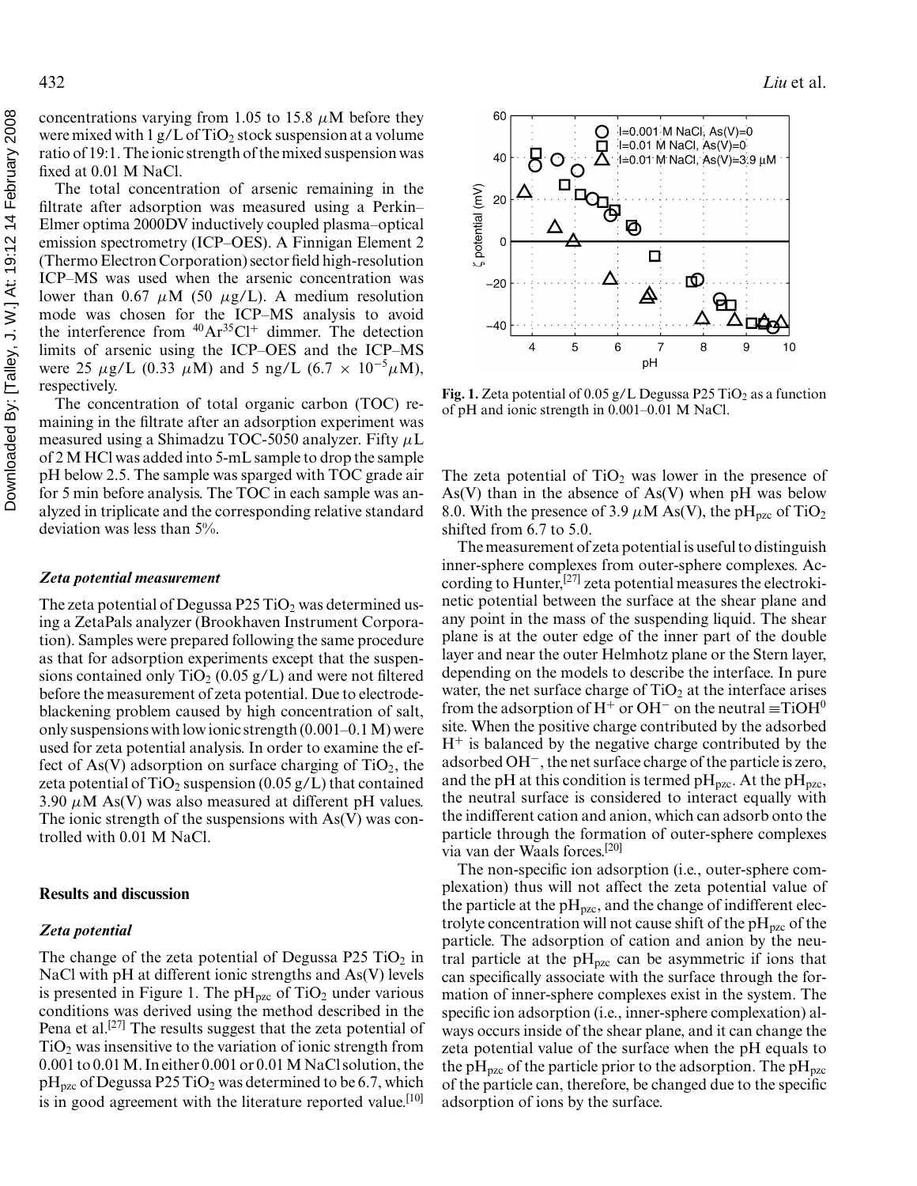concentrations varying from 1.05 to 15.8 $\mu$M before they were mixed with 1 g/L of $TiO_2$ stock suspension at a volume ratio of 19:1. The ionic strength of the mixed suspension was fixed at 0.01 M NaCl.

The total concentration of arsenic remaining in the filtrate after adsorption was measured using a Perkin–Elmer optima 2000DV inductively coupled plasma–optical emission spectrometry (ICP–OES). A Finnigan Element 2 (Thermo Electron Corporation) sector field high-resolution ICP–MS was used when the arsenic concentration was lower than 0.67 $\mu$M (50 $\mu$g/L). A medium resolution mode was chosen for the ICP–MS analysis to avoid the interference from $^{40}Ar^{35}Cl^{+}$ dimmer. The detection limits of arsenic using the ICP–OES and the ICP–MS were 25 $\mu$g/L (0.33 $\mu$M) and 5 ng/L (6.7 $\times$ $10^{-5}$$\mu$M), respectively.

The concentration of total organic carbon (TOC) remaining in the filtrate after an adsorption experiment was measured using a Shimadzu TOC-5050 analyzer. Fifty $\mu$L of 2 M HCl was added into 5-mL sample to drop the sample pH below 2.5. The sample was sparged with TOC grade air for 5 min before analysis. The TOC in each sample was analyzed in triplicate and the corresponding relative standard deviation was less than 5%.

### *Zeta potential measurement*

The zeta potential of Degussa P25 $TiO_2$ was determined using a ZetaPals analyzer (Brookhaven Instrument Corporation). Samples were prepared following the same procedure as that for adsorption experiments except that the suspensions contained only $TiO_2$ (0.05 g/L) and were not filtered before the measurement of zeta potential. Due to electrode-blackening problem caused by high concentration of salt, only suspensions with low ionic strength (0.001–0.1 M) were used for zeta potential analysis. In order to examine the effect of As(V) adsorption on surface charging of $TiO_2$, the zeta potential of $TiO_2$ suspension (0.05 g/L) that contained 3.90 $\mu$M As(V) was also measured at different pH values. The ionic strength of the suspensions with As(V) was controlled with 0.01 M NaCl.

## Results and discussion

### *Zeta potential*

The change of the zeta potential of Degussa P25 $TiO_2$ in NaCl with pH at different ionic strengths and As(V) levels is presented in Figure 1. The $pH_{pzc}$ of $TiO_2$ under various conditions was derived using the method described in the Pena et al.[27] The results suggest that the zeta potential of $TiO_2$ was insensitive to the variation of ionic strength from 0.001 to 0.01 M. In either 0.001 or 0.01 M NaCl solution, the $pH_{pzc}$ of Degussa P25 $TiO_2$ was determined to be 6.7, which is in good agreement with the literature reported value.[10]

**Fig. 1.** Zeta potential of 0.05 g/L Degussa P25 $TiO_2$ as a function of pH and ionic strength in 0.001–0.01 M NaCl.

The zeta potential of $TiO_2$ was lower in the presence of As(V) than in the absence of As(V) when pH was below 8.0. With the presence of 3.9 $\mu$M As(V), the $pH_{pzc}$ of $TiO_2$ shifted from 6.7 to 5.0.

The measurement of zeta potential is useful to distinguish inner-sphere complexes from outer-sphere complexes. According to Hunter,[27] zeta potential measures the electrokinetic potential between the surface at the shear plane and any point in the mass of the suspending liquid. The shear plane is at the outer edge of the inner part of the double layer and near the outer Helmhotz plane or the Stern layer, depending on the models to describe the interface. In pure water, the net surface charge of $TiO_2$ at the interface arises from the adsorption of $H^+$ or $OH^-$ on the neutral $\equiv TiOH^0$ site. When the positive charge contributed by the adsorbed $H^+$ is balanced by the negative charge contributed by the adsorbed $OH^-$, the net surface charge of the particle is zero, and the pH at this condition is termed $pH_{pzc}$. At the $pH_{pzc}$, the neutral surface is considered to interact equally with the indifferent cation and anion, which can adsorb onto the particle through the formation of outer-sphere complexes via van der Waals forces.[20]

The non-specific ion adsorption (i.e., outer-sphere complexation) thus will not affect the zeta potential value of the particle at the $pH_{pzc}$, and the change of indifferent electrolyte concentration will not cause shift of the $pH_{pzc}$ of the particle. The adsorption of cation and anion by the neutral particle at the $pH_{pzc}$ can be asymmetric if ions that can specifically associate with the surface through the formation of inner-sphere complexes exist in the system. The specific ion adsorption (i.e., inner-sphere complexation) always occurs inside of the shear plane, and it can change the zeta potential value of the surface when the pH equals to the $pH_{pzc}$ of the particle prior to the adsorption. The $pH_{pzc}$ of the particle can, therefore, be changed due to the specific adsorption of ions by the surface.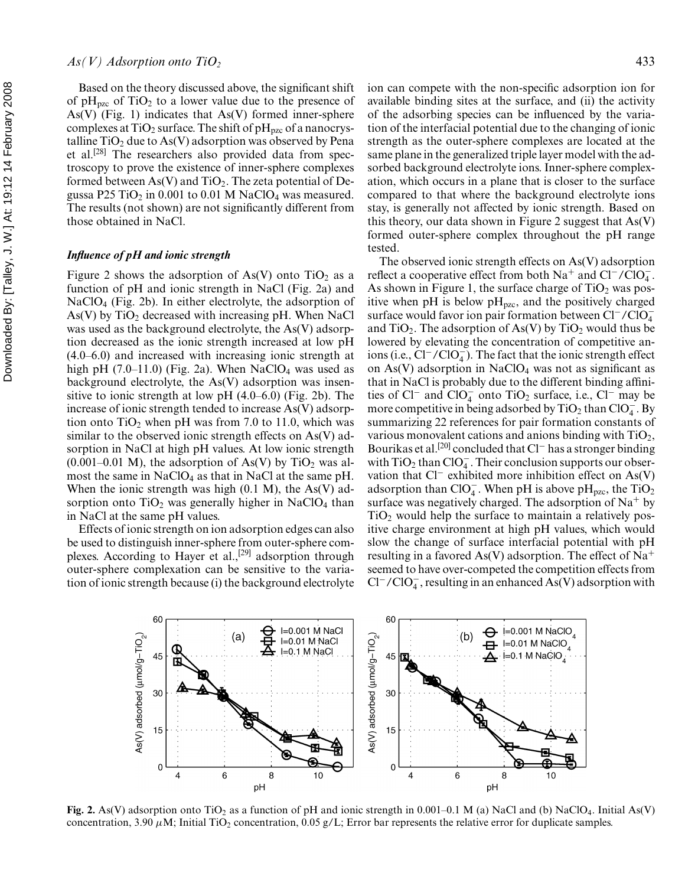Based on the theory discussed above, the significant shift of $pH_{pzc}$ of $TiO_2$ to a lower value due to the presence of As(V) (Fig. 1) indicates that As(V) formed inner-sphere complexes at $TiO_2$ surface. The shift of $pH_{pzc}$ of a nanocrystalline $TiO_2$ due to As(V) adsorption was observed by Pena et al.[28] The researchers also provided data from spectroscopy to prove the existence of inner-sphere complexes formed between As(V) and $TiO_2$. The zeta potential of Degussa P25 $TiO_2$ in 0.001 to 0.01 M $NaClO_4$ was measured. The results (not shown) are not significantly different from those obtained in NaCl.

### *Influence of pH and ionic strength*

Figure 2 shows the adsorption of As(V) onto $TiO_2$ as a function of pH and ionic strength in NaCl (Fig. 2a) and $NaClO_4$ (Fig. 2b). In either electrolyte, the adsorption of As(V) by $TiO_2$ decreased with increasing pH. When NaCl was used as the background electrolyte, the As(V) adsorption decreased as the ionic strength increased at low pH (4.0–6.0) and increased with increasing ionic strength at high pH (7.0–11.0) (Fig. 2a). When $NaClO_4$ was used as background electrolyte, the As(V) adsorption was insensitive to ionic strength at low pH (4.0–6.0) (Fig. 2b). The increase of ionic strength tended to increase As(V) adsorption onto $TiO_2$ when pH was from 7.0 to 11.0, which was similar to the observed ionic strength effects on As(V) adsorption in NaCl at high pH values. At low ionic strength (0.001–0.01 M), the adsorption of As(V) by $TiO_2$ was almost the same in $NaClO_4$ as that in NaCl at the same pH. When the ionic strength was high (0.1 M), the As(V) adsorption onto $TiO_2$ was generally higher in $NaClO_4$ than in NaCl at the same pH values.

Effects of ionic strength on ion adsorption edges can also be used to distinguish inner-sphere from outer-sphere complexes. According to Hayer et al.,[29] adsorption through outer-sphere complexation can be sensitive to the variation of ionic strength because (i) the background electrolyte ion can compete with the non-specific adsorption ion for available binding sites at the surface, and (ii) the activity of the adsorbing species can be influenced by the variation of the interfacial potential due to the changing of ionic strength as the outer-sphere complexes are located at the same plane in the generalized triple layer model with the adsorbed background electrolyte ions. Inner-sphere complexation, which occurs in a plane that is closer to the surface compared to that where the background electrolyte ions stay, is generally not affected by ionic strength. Based on this theory, our data shown in Figure 2 suggest that As(V) formed outer-sphere complex throughout the pH range tested.

The observed ionic strength effects on As(V) adsorption reflect a cooperative effect from both $Na^+$ and $Cl^-/ClO_4^-$. As shown in Figure 1, the surface charge of $TiO_2$ was positive when pH is below $pH_{pzc}$, and the positively charged surface would favor ion pair formation between $Cl^-/ClO_4^-$ and $TiO_2$. The adsorption of As(V) by $TiO_2$ would thus be lowered by elevating the concentration of competitive anions (i.e., $Cl^-/ClO_4^-$). The fact that the ionic strength effect on As(V) adsorption in $NaClO_4$ was not as significant as that in NaCl is probably due to the different binding affinities of $Cl^-$ and $ClO_4^-$ onto $TiO_2$ surface, i.e., $Cl^-$ may be more competitive in being adsorbed by $TiO_2$ than $ClO_4^-$. By summarizing 22 references for pair formation constants of various monovalent cations and anions binding with $TiO_2$, Bourikas et al.[20] concluded that $Cl^-$ has a stronger binding with $TiO_2$ than $ClO_4^-$. Their conclusion supports our observation that $Cl^-$ exhibited more inhibition effect on As(V) adsorption than $ClO_4^-$. When pH is above $pH_{pzc}$, the $TiO_2$ surface was negatively charged. The adsorption of $Na^+$ by $TiO_2$ would help the surface to maintain a relatively positive charge environment at high pH values, which would slow the change of surface interfacial potential with pH resulting in a favored As(V) adsorption. The effect of $Na^+$ seemed to have over-competed the competition effects from $Cl^-/ClO_4^-$, resulting in an enhanced As(V) adsorption with

**Fig. 2.** As(V) adsorption onto $TiO_2$ as a function of pH and ionic strength in 0.001–0.1 M (a) NaCl and (b) $NaClO_4$. Initial As(V) concentration, 3.90 $\mu$M; Initial $TiO_2$ concentration, 0.05 g/L; Error bar represents the relative error for duplicate samples.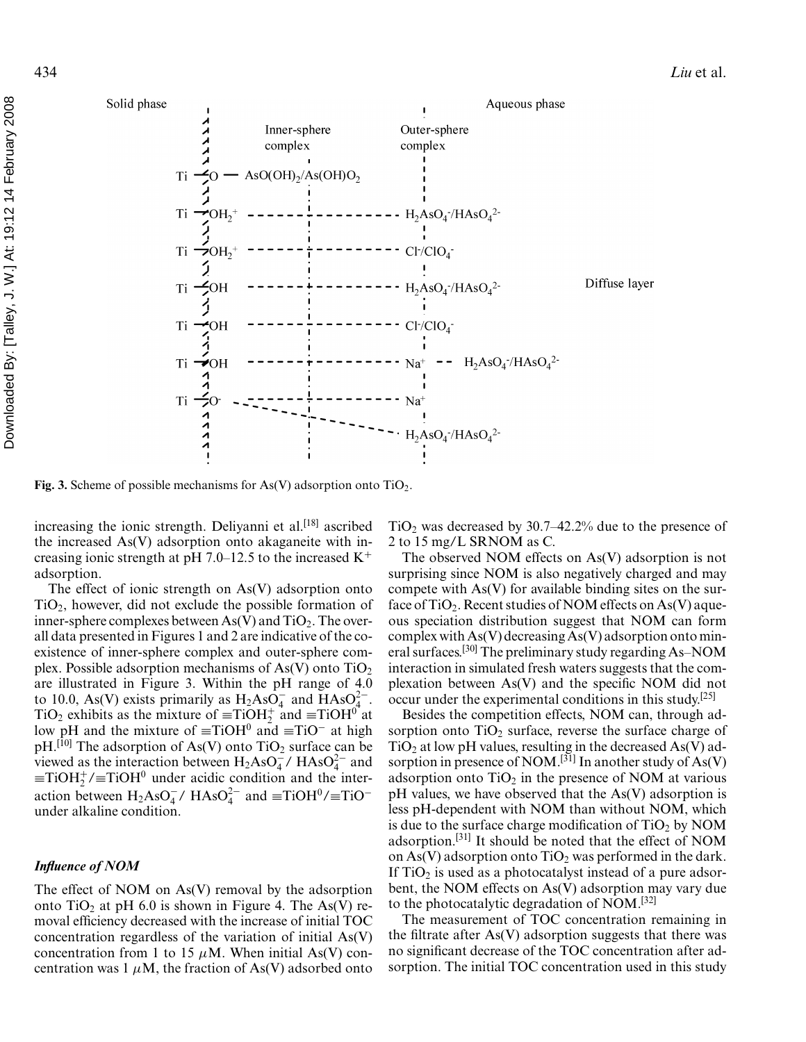Fig. 3. Scheme of possible mechanisms for As(V) adsorption onto $TiO_2$.

increasing the ionic strength. Deliyanni et al.[18] ascribed the increased As(V) adsorption onto akaganeite with increasing ionic strength at pH 7.0–12.5 to the increased $K^+$ adsorption.

The effect of ionic strength on As(V) adsorption onto $TiO_2$, however, did not exclude the possible formation of inner-sphere complexes between As(V) and $TiO_2$. The overall data presented in Figures 1 and 2 are indicative of the coexistence of inner-sphere complex and outer-sphere complex. Possible adsorption mechanisms of As(V) onto $TiO_2$ are illustrated in Figure 3. Within the pH range of 4.0 to 10.0, As(V) exists primarily as $H_2AsO_4^-$ and $HAsO_4^{2-}$. $TiO_2$ exhibits as the mixture of $\equiv TiOH_2^+$ and $\equiv TiOH^0$ at low pH and the mixture of $\equiv TiOH^0$ and $\equiv TiO^-$ at high pH.[10] The adsorption of As(V) onto $TiO_2$ surface can be viewed as the interaction between $H_2AsO_4^-$ / $HAsO_4^{2-}$ and $\equiv TiOH_2^+/\equiv TiOH^0$ under acidic condition and the interaction between $H_2AsO_4^-$/ $HAsO_4^{2-}$ and $\equiv TiOH^0/\equiv TiO^-$ under alkaline condition.

### *Influence of NOM*

The effect of NOM on As(V) removal by the adsorption onto $TiO_2$ at pH 6.0 is shown in Figure 4. The As(V) removal efficiency decreased with the increase of initial TOC concentration regardless of the variation of initial As(V) concentration from 1 to 15 $\mu$M. When initial As(V) concentration was 1 $\mu$M, the fraction of As(V) adsorbed onto $TiO_2$ was decreased by 30.7–42.2% due to the presence of 2 to 15 mg/L SRNOM as C.

The observed NOM effects on As(V) adsorption is not surprising since NOM is also negatively charged and may compete with As(V) for available binding sites on the surface of $TiO_2$. Recent studies of NOM effects on As(V) aqueous speciation distribution suggest that NOM can form complex with As(V) decreasing As(V) adsorption onto mineral surfaces.[30] The preliminary study regarding As–NOM interaction in simulated fresh waters suggests that the complexation between As(V) and the specific NOM did not occur under the experimental conditions in this study.[25]

Besides the competition effects, NOM can, through adsorption onto $TiO_2$ surface, reverse the surface charge of $TiO_2$ at low pH values, resulting in the decreased As(V) adsorption in presence of NOM.[31] In another study of As(V) adsorption onto $TiO_2$ in the presence of NOM at various pH values, we have observed that the As(V) adsorption is less pH-dependent with NOM than without NOM, which is due to the surface charge modification of $TiO_2$ by NOM adsorption.[31] It should be noted that the effect of NOM on As(V) adsorption onto $TiO_2$ was performed in the dark. If $TiO_2$ is used as a photocatalyst instead of a pure adsorbent, the NOM effects on As(V) adsorption may vary due to the photocatalytic degradation of NOM.[32]

The measurement of TOC concentration remaining in the filtrate after As(V) adsorption suggests that there was no significant decrease of the TOC concentration after adsorption. The initial TOC concentration used in this study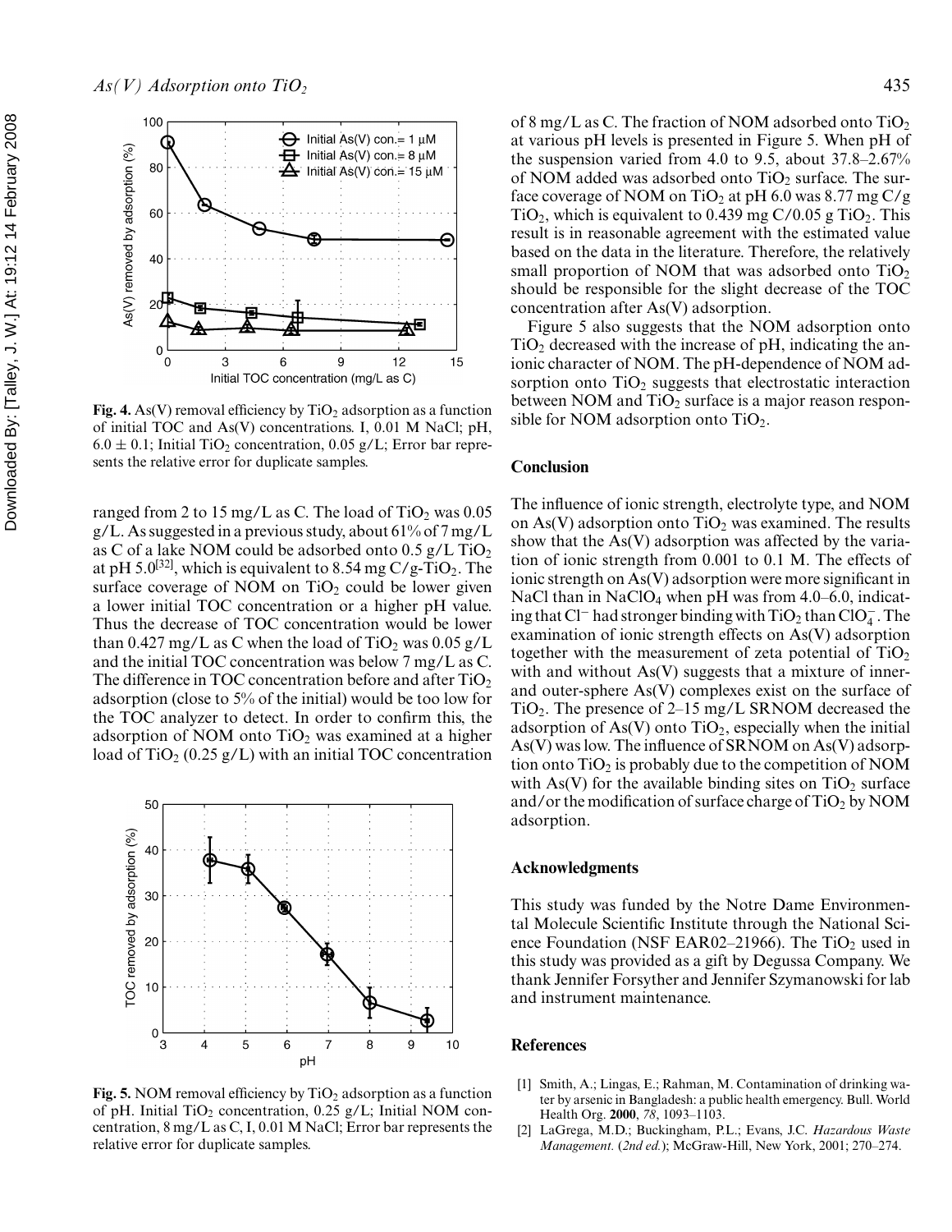**Fig. 4.** As(V) removal efficiency by $TiO_2$ adsorption as a function of initial TOC and As(V) concentrations. I, 0.01 M NaCl; pH, $6.0 \pm 0.1$; Initial $TiO_2$ concentration, 0.05 g/L; Error bar represents the relative error for duplicate samples.

ranged from 2 to 15 mg/L as C. The load of $TiO_2$ was 0.05 g/L. As suggested in a previous study, about 61% of 7 mg/L as C of a lake NOM could be adsorbed onto 0.5 g/L $TiO_2$ at pH 5.0[32], which is equivalent to 8.54 mg C/g-$TiO_2$. The surface coverage of NOM on $TiO_2$ could be lower given a lower initial TOC concentration or a higher pH value. Thus the decrease of TOC concentration would be lower than 0.427 mg/L as C when the load of $TiO_2$ was 0.05 g/L and the initial TOC concentration was below 7 mg/L as C. The difference in TOC concentration before and after $TiO_2$ adsorption (close to 5% of the initial) would be too low for the TOC analyzer to detect. In order to confirm this, the adsorption of NOM onto $TiO_2$ was examined at a higher load of $TiO_2$ (0.25 g/L) with an initial TOC concentration of 8 mg/L as C. The fraction of NOM adsorbed onto $TiO_2$ at various pH levels is presented in Figure 5. When pH of the suspension varied from 4.0 to 9.5, about 37.8–2.67% of NOM added was adsorbed onto $TiO_2$ surface. The surface coverage of NOM on $TiO_2$ at pH 6.0 was 8.77 mg C/g $TiO_2$, which is equivalent to 0.439 mg C/0.05 g $TiO_2$. This result is in reasonable agreement with the estimated value based on the data in the literature. Therefore, the relatively small proportion of NOM that was adsorbed onto $TiO_2$ should be responsible for the slight decrease of the TOC concentration after As(V) adsorption.

**Fig. 5.** NOM removal efficiency by $TiO_2$ adsorption as a function of pH. Initial $TiO_2$ concentration, 0.25 g/L; Initial NOM concentration, 8 mg/L as C, I, 0.01 M NaCl; Error bar represents the relative error for duplicate samples.

Figure 5 also suggests that the NOM adsorption onto $TiO_2$ decreased with the increase of pH, indicating the anionic character of NOM. The pH-dependence of NOM adsorption onto $TiO_2$ suggests that electrostatic interaction between NOM and $TiO_2$ surface is a major reason responsible for NOM adsorption onto $TiO_2$.

## Conclusion

The influence of ionic strength, electrolyte type, and NOM on As(V) adsorption onto $TiO_2$ was examined. The results show that the As(V) adsorption was affected by the variation of ionic strength from 0.001 to 0.1 M. The effects of ionic strength on As(V) adsorption were more significant in NaCl than in $NaClO_4$ when pH was from 4.0–6.0, indicating that $Cl^-$ had stronger binding with $TiO_2$ than $ClO_4^-$. The examination of ionic strength effects on As(V) adsorption together with the measurement of zeta potential of $TiO_2$ with and without As(V) suggests that a mixture of inner- and outer-sphere As(V) complexes exist on the surface of $TiO_2$. The presence of 2–15 mg/L SRNOM decreased the adsorption of As(V) onto $TiO_2$, especially when the initial As(V) was low. The influence of SRNOM on As(V) adsorption onto $TiO_2$ is probably due to the competition of NOM with As(V) for the available binding sites on $TiO_2$ surface and/or the modification of surface charge of $TiO_2$ by NOM adsorption.

## Acknowledgments

This study was funded by the Notre Dame Environmental Molecule Scientific Institute through the National Science Foundation (NSF EAR02–21966). The $TiO_2$ used in this study was provided as a gift by Degussa Company. We thank Jennifer Forsyther and Jennifer Szymanowski for lab and instrument maintenance.

## References

[1] Smith, A.; Lingas, E.; Rahman, M. Contamination of drinking water by arsenic in Bangladesh: a public health emergency. Bull. World Health Org. **2000**, *78*, 1093–1103.

[2] LaGrega, M.D.; Buckingham, P.L.; Evans, J.C. *Hazardous Waste Management.* (*2nd ed.*); McGraw-Hill, New York, 2001; 270–274.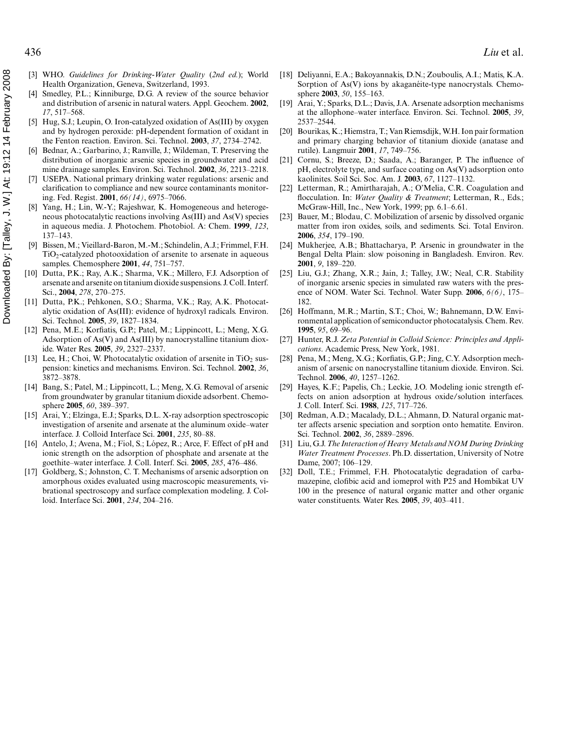[3] WHO. *Guidelines for Drinking-Water Quality* (*2nd ed.*); World Health Organization, Geneva, Switzerland, 1993.

[4] Smedley, P.L.; Kinniburge, D.G. A review of the source behavior and distribution of arsenic in natural waters. Appl. Geochem. **2002**, *17*, 517–568.

[5] Hug, S.J.; Leupin, O. Iron-catalyzed oxidation of As(III) by oxygen and by hydrogen peroxide: pH-dependent formation of oxidant in the Fenton reaction. Environ. Sci. Technol. **2003**, *37*, 2734–2742.

[6] Bednar, A.; Garbarino, J.; Ranville, J.; Wildeman, T. Preserving the distribution of inorganic arsenic species in groundwater and acid mine drainage samples. Environ. Sci. Technol. **2002**, *36*, 2213–2218.

[7] USEPA. National primary drinking water regulations: arsenic and clarification to compliance and new source contaminants monitoring. Fed. Regist. **2001**, *66(14)*, 6975–7066.

[8] Yang, H.; Lin, W.-Y.; Rajeshwar, K. Homogeneous and heterogeneous photocatalytic reactions involving As(III) and As(V) species in aqueous media. J. Photochem. Photobiol. A: Chem. **1999**, *123*, 137–143.

[9] Bissen, M.; Vieillard-Baron, M.-M.; Schindelin, A.J.; Frimmel, F.H. $TiO_2$-catalyzed photooxidation of arsenite to arsenate in aqueous samples. Chemosphere **2001**, *44*, 751–757.

[10] Dutta, P.K.; Ray, A.K.; Sharma, V.K.; Millero, F.J. Adsorption of arsenate and arsenite on titanium dioxide suspensions. J. Coll. Interf. Sci., **2004**, *278*, 270–275.

[11] Dutta, P.K.; Pehkonen, S.O.; Sharma, V.K.; Ray, A.K. Photocatalytic oxidation of As(III): evidence of hydroxyl radicals. Environ. Sci. Technol. **2005**, *39*, 1827–1834.

[12] Pena, M.E.; Korfiatis, G.P.; Patel, M.; Lippincott, L.; Meng, X.G. Adsorption of As(V) and As(III) by nanocrystalline titanium dioxide. Water Res. **2005**, *39*, 2327–2337.

[13] Lee, H.; Choi, W. Photocatalytic oxidation of arsenite in $TiO_2$ suspension: kinetics and mechanisms. Environ. Sci. Technol. **2002**, *36*, 3872–3878.

[14] Bang, S.; Patel, M.; Lippincott, L.; Meng, X.G. Removal of arsenic from groundwater by granular titanium dioxide adsorbent. Chemosphere **2005**, *60*, 389–397.

[15] Arai, Y.; Elzinga, E.J.; Sparks, D.L. X-ray adsorption spectroscopic investigation of arsenite and arsenate at the aluminum oxide–water interface. J. Colloid Interface Sci. **2001**, *235*, 80–88.

[16] Antelo, J.; Avena, M.; Fiol, S.; López, R.; Arce, F. Effect of pH and ionic strength on the adsorption of phosphate and arsenate at the goethite–water interface. J. Coll. Interf. Sci. **2005**, *285*, 476–486.

[17] Goldberg, S.; Johnston, C. T. Mechanisms of arsenic adsorption on amorphous oxides evaluated using macroscopic measurements, vibrational spectroscopy and surface complexation modeling. J. Colloid. Interface Sci. **2001**, *234*, 204–216.

[18] Deliyanni, E.A.; Bakoyannakis, D.N.; Zouboulis, A.I.; Matis, K.A. Sorption of As(V) ions by akaganéite-type nanocrystals. Chemosphere **2003**, *50*, 155–163.

[19] Arai, Y.; Sparks, D.L.; Davis, J.A. Arsenate adsorption mechanisms at the allophone–water interface. Environ. Sci. Technol. **2005**, *39*, 2537–2544.

[20] Bourikas, K.; Hiemstra, T.; Van Riemsdijk, W.H. Ion pair formation and primary charging behavior of titanium dioxide (anatase and rutile). Langmuir **2001**, *17*, 749–756.

[21] Cornu, S.; Breeze, D.; Saada, A.; Baranger, P. The influence of pH, electrolyte type, and surface coating on As(V) adsorption onto kaolinites. Soil Sci. Soc. Am. J. **2003**, *67*, 1127–1132.

[22] Letterman, R.; Amirtharajah, A.; O'Melia, C.R. Coagulation and flocculation. In: *Water Quality & Treatment*; Letterman, R., Eds.; McGraw-Hill, Inc., New York, 1999; pp. 6.1–6.61.

[23] Bauer, M.; Blodau, C. Mobilization of arsenic by dissolved organic matter from iron oxides, soils, and sediments. Sci. Total Environ. **2006**, *354*, 179–190.

[24] Mukherjee, A.B.; Bhattacharya, P. Arsenic in groundwater in the Bengal Delta Plain: slow poisoning in Bangladesh. Environ. Rev. **2001**, *9*, 189–220.

[25] Liu, G.J.; Zhang, X.R.; Jain, J.; Talley, J.W.; Neal, C.R. Stability of inorganic arsenic species in simulated raw waters with the presence of NOM. Water Sci. Technol. Water Supp. **2006**, *6(6)*, 175–182.

[26] Hoffmann, M.R.; Martin, S.T.; Choi, W.; Bahnemann, D.W. Environmental application of semiconductor photocatalysis. Chem. Rev. **1995**, *95*, 69–96.

[27] Hunter, R.J. *Zeta Potential in Colloid Science: Principles and Applications*. Academic Press, New York, 1981.

[28] Pena, M.; Meng, X.G.; Korfiatis, G.P.; Jing, C.Y. Adsorption mechanism of arsenic on nanocrystalline titanium dioxide. Environ. Sci. Technol. **2006**, *40*, 1257–1262.

[29] Hayes, K.F.; Papelis, Ch.; Leckie, J.O. Modeling ionic strength effects on anion adsorption at hydrous oxide/solution interfaces. J. Coll. Interf. Sci. **1988**, *125*, 717–726.

[30] Redman, A.D.; Macalady, D.L.; Ahmann, D. Natural organic matter affects arsenic speciation and sorption onto hematite. Environ. Sci. Technol. **2002**, *36*, 2889–2896.

[31] Liu, G.J. *The Interaction of Heavy Metals and NOM During Drinking Water Treatment Processes*. Ph.D. dissertation, University of Notre Dame, 2007; 106–129.

[32] Doll, T.E.; Frimmel, F.H. Photocatalytic degradation of carbamazepine, clofibic acid and iomeprol with P25 and Hombikat UV 100 in the presence of natural organic matter and other organic water constituents. Water Res. **2005**, *39*, 403–411.